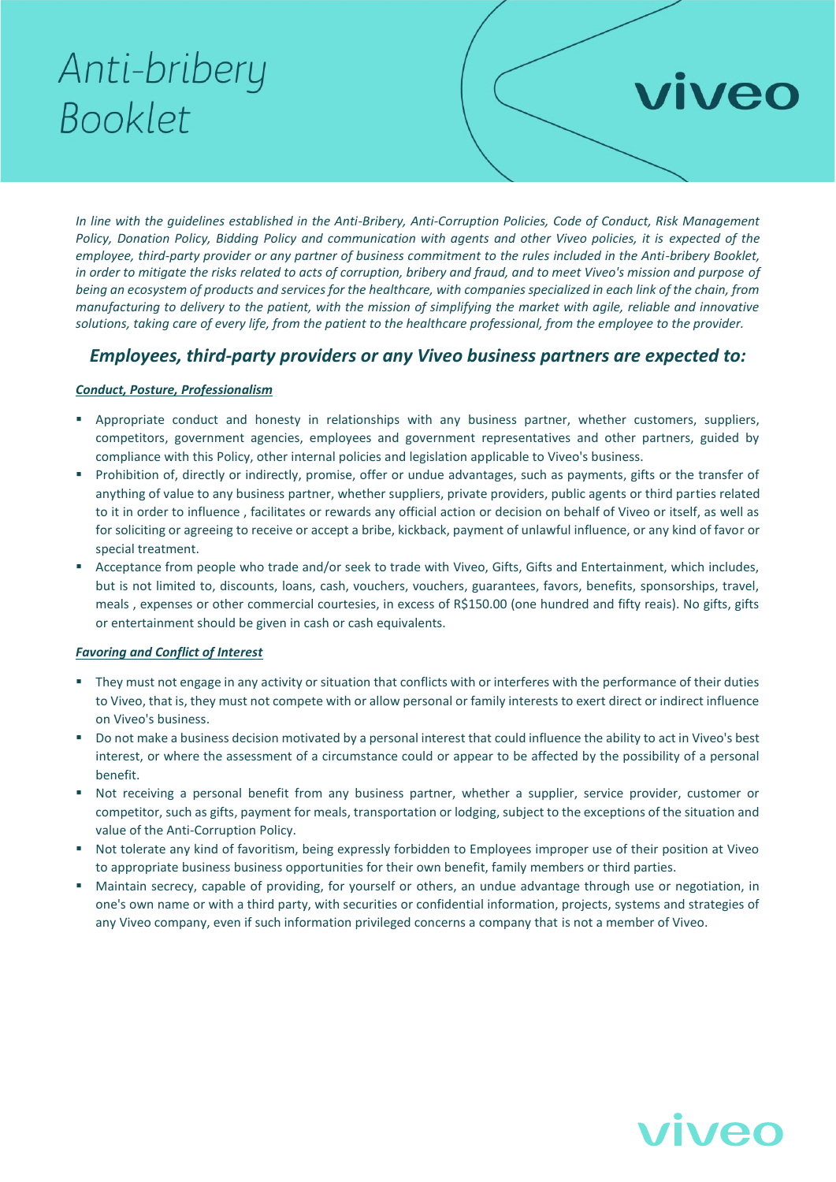# Anti-bribery Booklet

*In line with the guidelines established in the Anti-Bribery, Anti-Corruption Policies, Code of Conduct, Risk Management Policy, Donation Policy, Bidding Policy and communication with agents and other Viveo policies, it is expected of the employee, third-party provider or any partner of business commitment to the rules included in the Anti-bribery Booklet, in order to mitigate the risks related to acts of corruption, bribery and fraud, and to meet Viveo's mission and purpose of being an ecosystem of products and services for the healthcare, with companies specialized in each link of the chain, from manufacturing to delivery to the patient, with the mission of simplifying the market with agile, reliable and innovative solutions, taking care of every life, from the patient to the healthcare professional, from the employee to the provider.*

## *Employees, third-party providers or any Viveo business partners are expected to:*

***Conduct, Posture, Professionalism***

- Appropriate conduct and honesty in relationships with any business partner, whether customers, suppliers, competitors, government agencies, employees and government representatives and other partners, guided by compliance with this Policy, other internal policies and legislation applicable to Viveo's business.
- Prohibition of, directly or indirectly, promise, offer or undue advantages, such as payments, gifts or the transfer of anything of value to any business partner, whether suppliers, private providers, public agents or third parties related to it in order to influence , facilitates or rewards any official action or decision on behalf of Viveo or itself, as well as for soliciting or agreeing to receive or accept a bribe, kickback, payment of unlawful influence, or any kind of favor or special treatment.
- Acceptance from people who trade and/or seek to trade with Viveo, Gifts, Gifts and Entertainment, which includes, but is not limited to, discounts, loans, cash, vouchers, vouchers, guarantees, favors, benefits, sponsorships, travel, meals , expenses or other commercial courtesies, in excess of R$150.00 (one hundred and fifty reais). No gifts, gifts or entertainment should be given in cash or cash equivalents.

***Favoring and Conflict of Interest***

- They must not engage in any activity or situation that conflicts with or interferes with the performance of their duties to Viveo, that is, they must not compete with or allow personal or family interests to exert direct or indirect influence on Viveo's business.
- Do not make a business decision motivated by a personal interest that could influence the ability to act in Viveo's best interest, or where the assessment of a circumstance could or appear to be affected by the possibility of a personal benefit.
- Not receiving a personal benefit from any business partner, whether a supplier, service provider, customer or competitor, such as gifts, payment for meals, transportation or lodging, subject to the exceptions of the situation and value of the Anti-Corruption Policy.
- Not tolerate any kind of favoritism, being expressly forbidden to Employees improper use of their position at Viveo to appropriate business business opportunities for their own benefit, family members or third parties.
- Maintain secrecy, capable of providing, for yourself or others, an undue advantage through use or negotiation, in one's own name or with a third party, with securities or confidential information, projects, systems and strategies of any Viveo company, even if such information privileged concerns a company that is not a member of Viveo.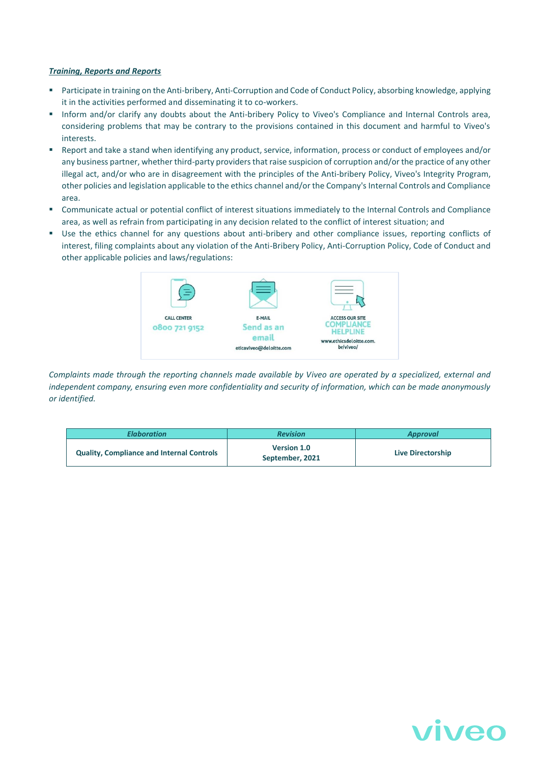***Training, Reports and Reports***

- Participate in training on the Anti-bribery, Anti-Corruption and Code of Conduct Policy, absorbing knowledge, applying it in the activities performed and disseminating it to co-workers.
- Inform and/or clarify any doubts about the Anti-bribery Policy to Viveo's Compliance and Internal Controls area, considering problems that may be contrary to the provisions contained in this document and harmful to Viveo's interests.
- Report and take a stand when identifying any product, service, information, process or conduct of employees and/or any business partner, whether third-party providers that raise suspicion of corruption and/or the practice of any other illegal act, and/or who are in disagreement with the principles of the Anti-bribery Policy, Viveo's Integrity Program, other policies and legislation applicable to the ethics channel and/or the Company's Internal Controls and Compliance area.
- Communicate actual or potential conflict of interest situations immediately to the Internal Controls and Compliance area, as well as refrain from participating in any decision related to the conflict of interest situation; and
- Use the ethics channel for any questions about anti-bribery and other compliance issues, reporting conflicts of interest, filing complaints about any violation of the Anti-Bribery Policy, Anti-Corruption Policy, Code of Conduct and other applicable policies and laws/regulations:

CALL CENTER
0800 721 9152

E-MAIL
Send as an email
eticaviveo@deloitte.com

ACCESS OUR SITE
COMPLIANCE HELPLINE
www.ethicsdeloitte.com.br/viveo/

*Complaints made through the reporting channels made available by Viveo are operated by a specialized, external and independent company, ensuring even more confidentiality and security of information, which can be made anonymously or identified.*

| *Elaboration* | *Revision* | *Approval* |
|---|---|---|
| **Quality, Compliance and Internal Controls** | **Version 1.0 September, 2021** | **Live Directorship** |